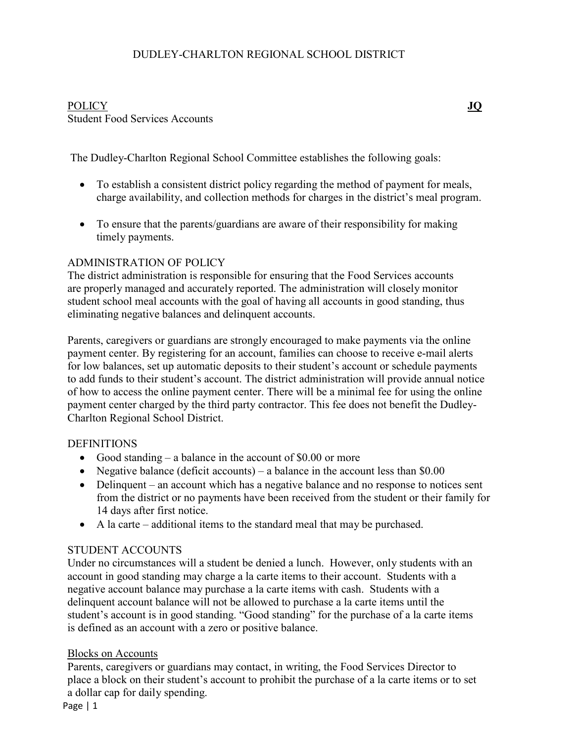# DUDLEY-CHARLTON REGIONAL SCHOOL DISTRICT

POLICY **JQ**

Student Food Services Accounts

The Dudley-Charlton Regional School Committee establishes the following goals:

- To establish a consistent district policy regarding the method of payment for meals, charge availability, and collection methods for charges in the district's meal program.
- To ensure that the parents/guardians are aware of their responsibility for making timely payments.

## ADMINISTRATION OF POLICY

The district administration is responsible for ensuring that the Food Services accounts are properly managed and accurately reported. The administration will closely monitor student school meal accounts with the goal of having all accounts in good standing, thus eliminating negative balances and delinquent accounts.

Parents, caregivers or guardians are strongly encouraged to make payments via the online payment center. By registering for an account, families can choose to receive e-mail alerts for low balances, set up automatic deposits to their student's account or schedule payments to add funds to their student's account. The district administration will provide annual notice of how to access the online payment center. There will be a minimal fee for using the online payment center charged by the third party contractor. This fee does not benefit the Dudley-Charlton Regional School District.

## DEFINITIONS

- Good standing – a balance in the account of $0.00 or more
- Negative balance (deficit accounts) – a balance in the account less than $0.00
- Delinquent – an account which has a negative balance and no response to notices sent from the district or no payments have been received from the student or their family for 14 days after first notice.
- A la carte – additional items to the standard meal that may be purchased.

## STUDENT ACCOUNTS

Under no circumstances will a student be denied a lunch. However, only students with an account in good standing may charge a la carte items to their account. Students with a negative account balance may purchase a la carte items with cash. Students with a delinquent account balance will not be allowed to purchase a la carte items until the student's account is in good standing. "Good standing" for the purchase of a la carte items is defined as an account with a zero or positive balance.

### Blocks on Accounts

Parents, caregivers or guardians may contact, in writing, the Food Services Director to place a block on their student's account to prohibit the purchase of a la carte items or to set a dollar cap for daily spending.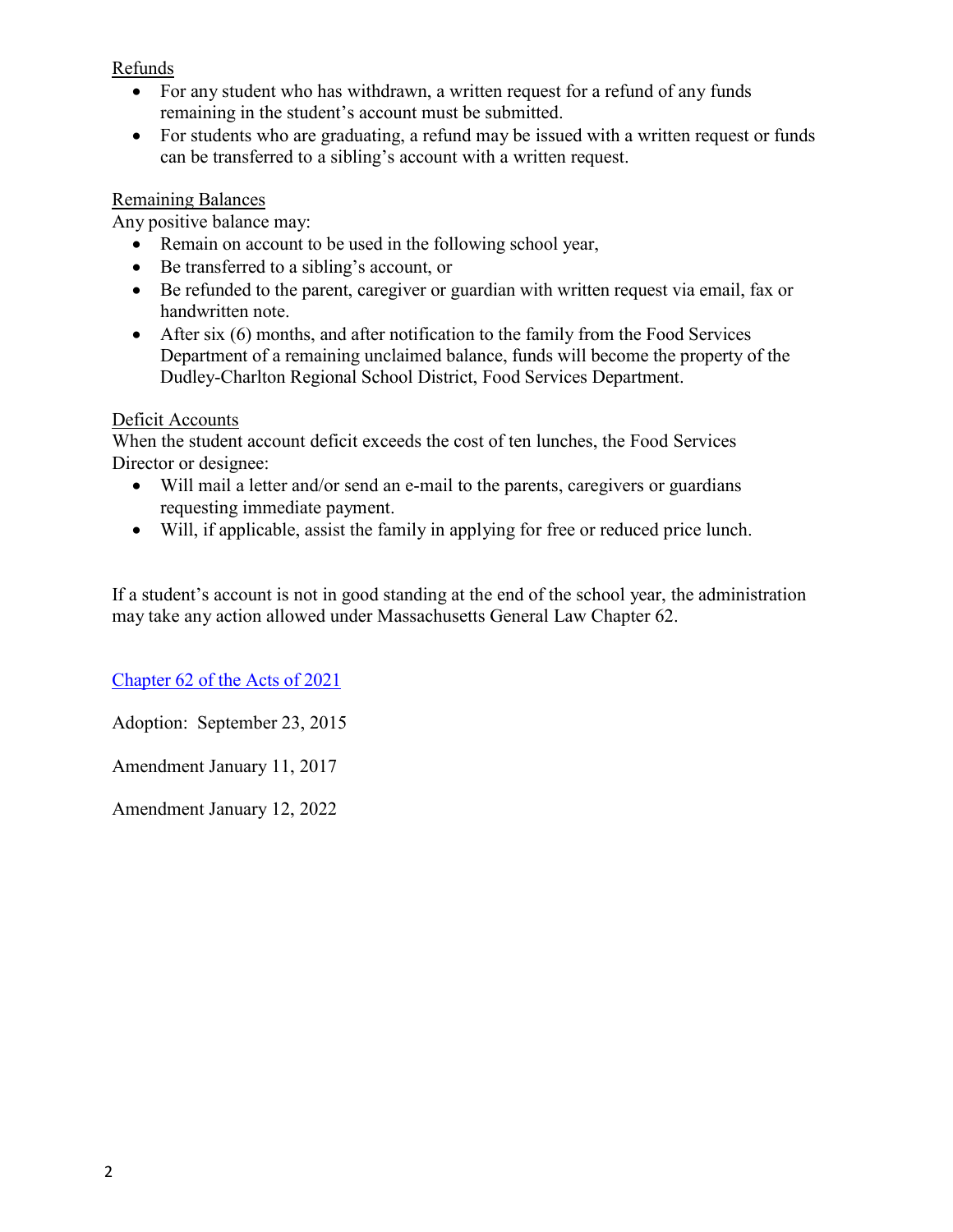<u>Refunds</u>

- For any student who has withdrawn, a written request for a refund of any funds remaining in the student's account must be submitted.
- For students who are graduating, a refund may be issued with a written request or funds can be transferred to a sibling's account with a written request.

<u>Remaining Balances</u>

Any positive balance may:

- Remain on account to be used in the following school year,
- Be transferred to a sibling's account, or
- Be refunded to the parent, caregiver or guardian with written request via email, fax or handwritten note.
- After six (6) months, and after notification to the family from the Food Services Department of a remaining unclaimed balance, funds will become the property of the Dudley-Charlton Regional School District, Food Services Department.

<u>Deficit Accounts</u>

When the student account deficit exceeds the cost of ten lunches, the Food Services Director or designee:

- Will mail a letter and/or send an e-mail to the parents, caregivers or guardians requesting immediate payment.
- Will, if applicable, assist the family in applying for free or reduced price lunch.

If a student's account is not in good standing at the end of the school year, the administration may take any action allowed under Massachusetts General Law Chapter 62.

Chapter 62 of the Acts of 2021

Adoption: September 23, 2015

Amendment January 11, 2017

Amendment January 12, 2022